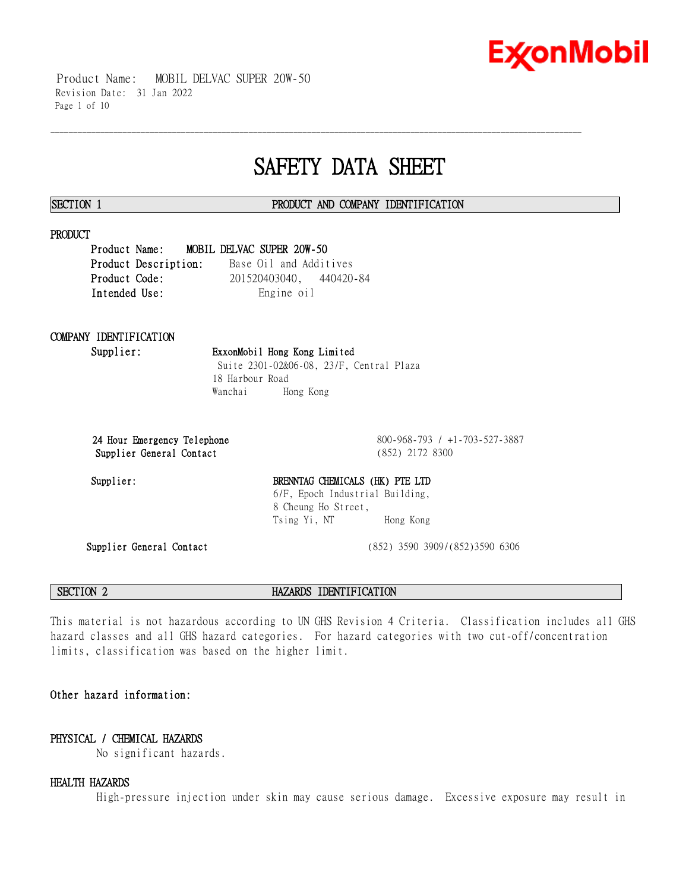# SAFETY DATA SHEET

## SECTION 1 PRODUCT AND COMPANY IDENTIFICATION

### PRODUCT

**Product Name:** MOBIL DELVAC SUPER 20W-50
**Product Description:** Base Oil and Additives
**Product Code:** 201520403040, 440420-84
**Intended Use:** Engine oil

### COMPANY IDENTIFICATION

**Supplier:** **ExxonMobil Hong Kong Limited**
Suite 2301-02&06-08, 23/F, Central Plaza
18 Harbour Road
Wanchai Hong Kong

**24 Hour Emergency Telephone** 800-968-793 / +1-703-527-3887
**Supplier General Contact** (852) 2172 8300

**Supplier:** **BRENNTAG CHEMICALS (HK) PTE LTD**
6/F, Epoch Industrial Building,
8 Cheung Ho Street,
Tsing Yi, NT Hong Kong

**Supplier General Contact** (852) 3590 3909/(852)3590 6306

## SECTION 2 HAZARDS IDENTIFICATION

This material is not hazardous according to UN GHS Revision 4 Criteria. Classification includes all GHS hazard classes and all GHS hazard categories. For hazard categories with two cut-off/concentration limits, classification was based on the higher limit.

**Other hazard information:**

### PHYSICAL / CHEMICAL HAZARDS

No significant hazards.

### HEALTH HAZARDS

High-pressure injection under skin may cause serious damage. Excessive exposure may result in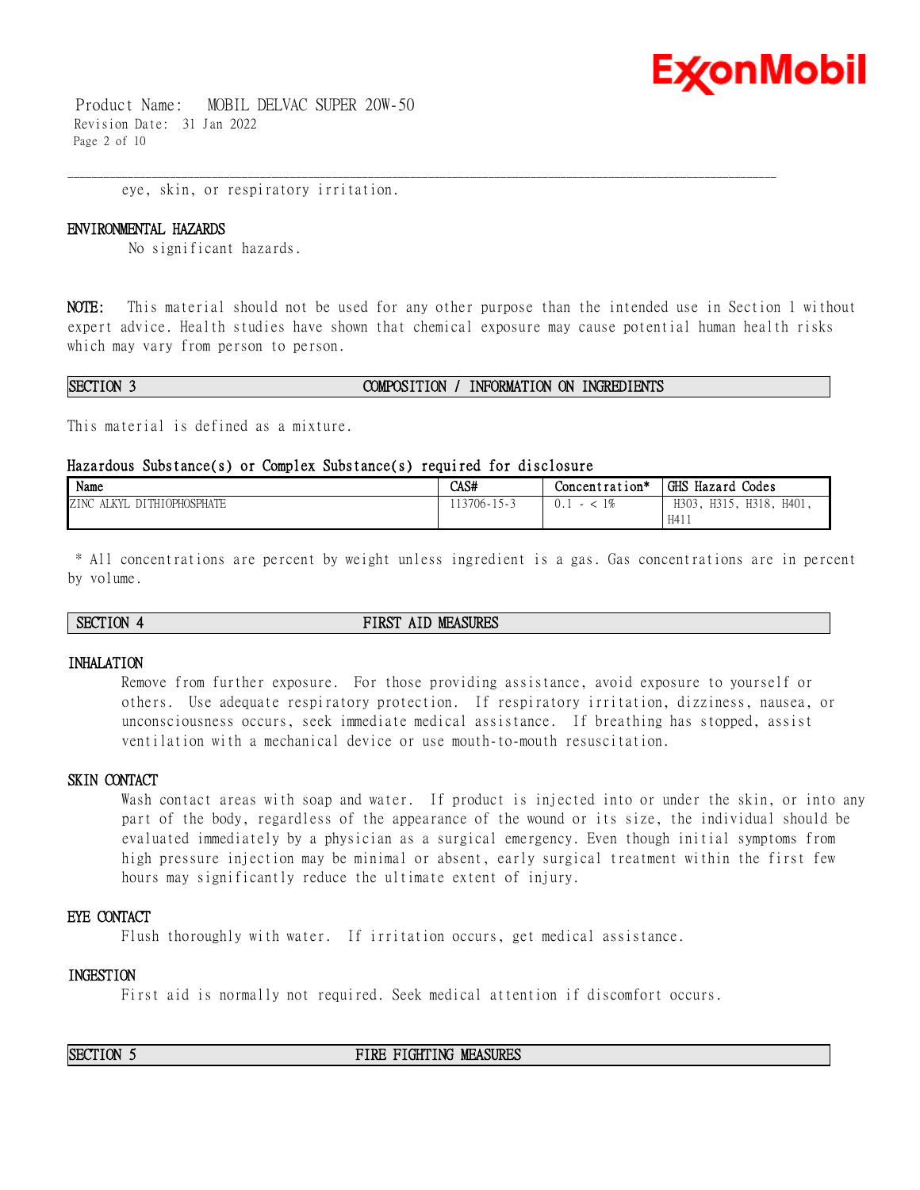eye, skin, or respiratory irritation.

### ENVIRONMENTAL HAZARDS

No significant hazards.

**NOTE:** This material should not be used for any other purpose than the intended use in Section 1 without expert advice. Health studies have shown that chemical exposure may cause potential human health risks which may vary from person to person.

## SECTION 3 COMPOSITION / INFORMATION ON INGREDIENTS

This material is defined as a mixture.

### Hazardous Substance(s) or Complex Substance(s) required for disclosure

| Name | CAS# | Concentration* | GHS Hazard Codes |
|---|---|---|---|
| ZINC ALKYL DITHIOPHOSPHATE | 113706-15-3 | 0.1 - < 1% | H303, H315, H318, H401, H411 |

\* All concentrations are percent by weight unless ingredient is a gas. Gas concentrations are in percent by volume.

## SECTION 4 FIRST AID MEASURES

### INHALATION

Remove from further exposure. For those providing assistance, avoid exposure to yourself or others. Use adequate respiratory protection. If respiratory irritation, dizziness, nausea, or unconsciousness occurs, seek immediate medical assistance. If breathing has stopped, assist ventilation with a mechanical device or use mouth-to-mouth resuscitation.

### SKIN CONTACT

Wash contact areas with soap and water. If product is injected into or under the skin, or into any part of the body, regardless of the appearance of the wound or its size, the individual should be evaluated immediately by a physician as a surgical emergency. Even though initial symptoms from high pressure injection may be minimal or absent, early surgical treatment within the first few hours may significantly reduce the ultimate extent of injury.

### EYE CONTACT

Flush thoroughly with water. If irritation occurs, get medical assistance.

### INGESTION

First aid is normally not required. Seek medical attention if discomfort occurs.

## SECTION 5 FIRE FIGHTING MEASURES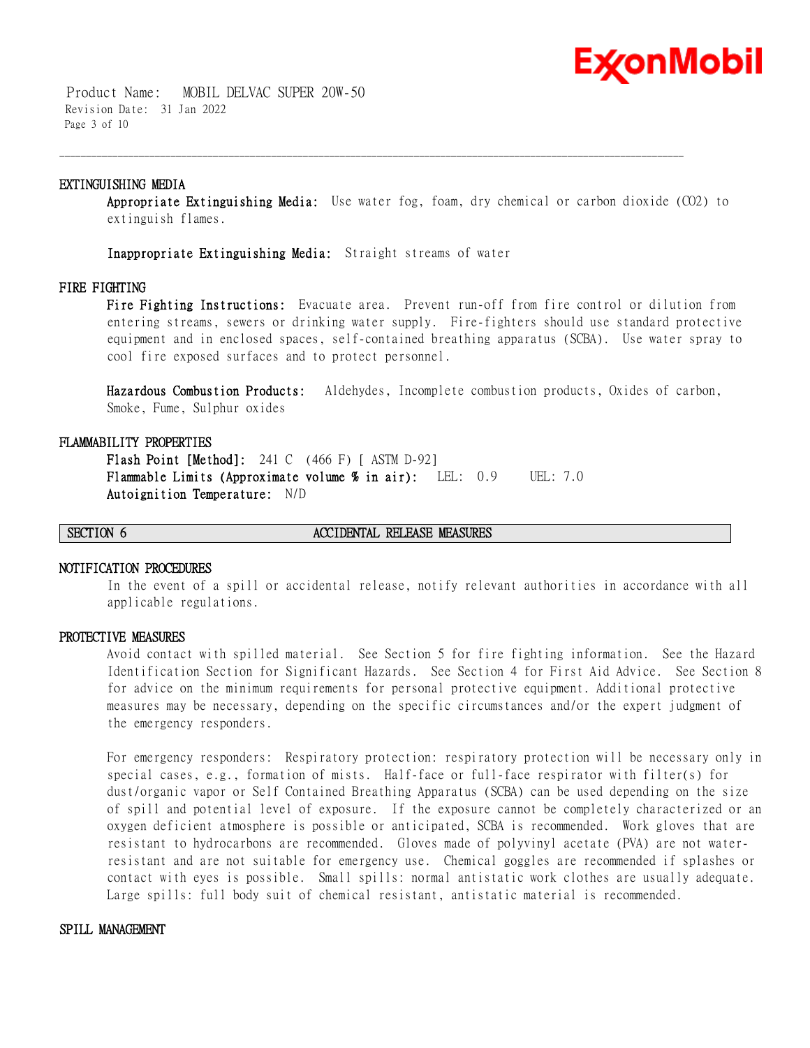### EXTINGUISHING MEDIA

**Appropriate Extinguishing Media:** Use water fog, foam, dry chemical or carbon dioxide ($CO_2$) to extinguish flames.

**Inappropriate Extinguishing Media:** Straight streams of water

### FIRE FIGHTING

**Fire Fighting Instructions:** Evacuate area. Prevent run-off from fire control or dilution from entering streams, sewers or drinking water supply. Fire-fighters should use standard protective equipment and in enclosed spaces, self-contained breathing apparatus (SCBA). Use water spray to cool fire exposed surfaces and to protect personnel.

**Hazardous Combustion Products:** Aldehydes, Incomplete combustion products, Oxides of carbon, Smoke, Fume, Sulphur oxides

### FLAMMABILITY PROPERTIES

**Flash Point [Method]:** 241 C (466 F) [ ASTM D-92]
**Flammable Limits (Approximate volume % in air):** LEL: 0.9 UEL: 7.0
**Autoignition Temperature:** N/D

## SECTION 6 ACCIDENTAL RELEASE MEASURES

### NOTIFICATION PROCEDURES

In the event of a spill or accidental release, notify relevant authorities in accordance with all applicable regulations.

### PROTECTIVE MEASURES

Avoid contact with spilled material. See Section 5 for fire fighting information. See the Hazard Identification Section for Significant Hazards. See Section 4 for First Aid Advice. See Section 8 for advice on the minimum requirements for personal protective equipment. Additional protective measures may be necessary, depending on the specific circumstances and/or the expert judgment of the emergency responders.

For emergency responders: Respiratory protection: respiratory protection will be necessary only in special cases, e.g., formation of mists. Half-face or full-face respirator with filter(s) for dust/organic vapor or Self Contained Breathing Apparatus (SCBA) can be used depending on the size of spill and potential level of exposure. If the exposure cannot be completely characterized or an oxygen deficient atmosphere is possible or anticipated, SCBA is recommended. Work gloves that are resistant to hydrocarbons are recommended. Gloves made of polyvinyl acetate (PVA) are not water-resistant and are not suitable for emergency use. Chemical goggles are recommended if splashes or contact with eyes is possible. Small spills: normal antistatic work clothes are usually adequate. Large spills: full body suit of chemical resistant, antistatic material is recommended.

### SPILL MANAGEMENT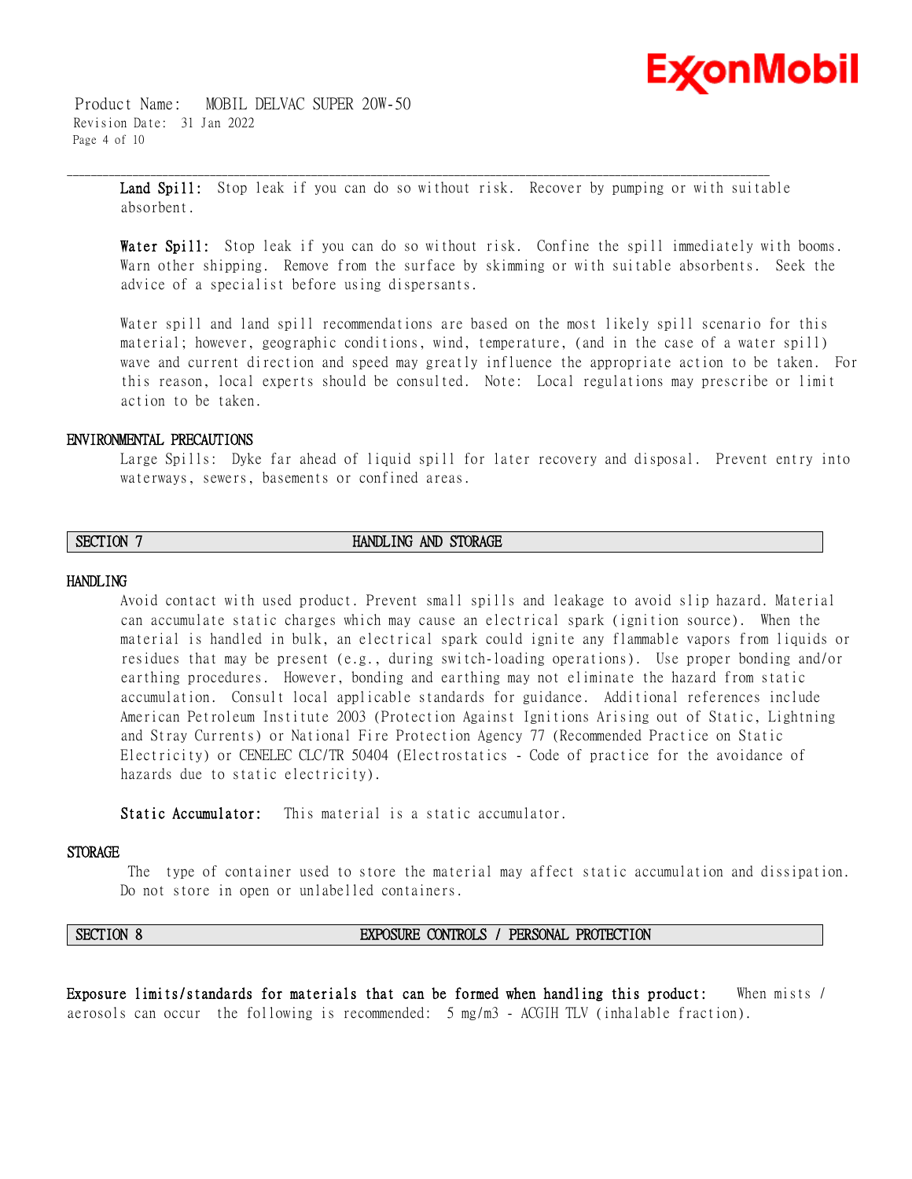**Land Spill:** Stop leak if you can do so without risk. Recover by pumping or with suitable absorbent.

**Water Spill:** Stop leak if you can do so without risk. Confine the spill immediately with booms. Warn other shipping. Remove from the surface by skimming or with suitable absorbents. Seek the advice of a specialist before using dispersants.

Water spill and land spill recommendations are based on the most likely spill scenario for this material; however, geographic conditions, wind, temperature, (and in the case of a water spill) wave and current direction and speed may greatly influence the appropriate action to be taken. For this reason, local experts should be consulted. Note: Local regulations may prescribe or limit action to be taken.

### ENVIRONMENTAL PRECAUTIONS

Large Spills: Dyke far ahead of liquid spill for later recovery and disposal. Prevent entry into waterways, sewers, basements or confined areas.

## SECTION 7 HANDLING AND STORAGE

### HANDLING

Avoid contact with used product. Prevent small spills and leakage to avoid slip hazard. Material can accumulate static charges which may cause an electrical spark (ignition source). When the material is handled in bulk, an electrical spark could ignite any flammable vapors from liquids or residues that may be present (e.g., during switch-loading operations). Use proper bonding and/or earthing procedures. However, bonding and earthing may not eliminate the hazard from static accumulation. Consult local applicable standards for guidance. Additional references include American Petroleum Institute 2003 (Protection Against Ignitions Arising out of Static, Lightning and Stray Currents) or National Fire Protection Agency 77 (Recommended Practice on Static Electricity) or CENELEC CLC/TR 50404 (Electrostatics - Code of practice for the avoidance of hazards due to static electricity).

**Static Accumulator:** This material is a static accumulator.

### STORAGE

The type of container used to store the material may affect static accumulation and dissipation. Do not store in open or unlabelled containers.

## SECTION 8 EXPOSURE CONTROLS / PERSONAL PROTECTION

**Exposure limits/standards for materials that can be formed when handling this product:** When mists / aerosols can occur the following is recommended: 5 mg/m3 - ACGIH TLV (inhalable fraction).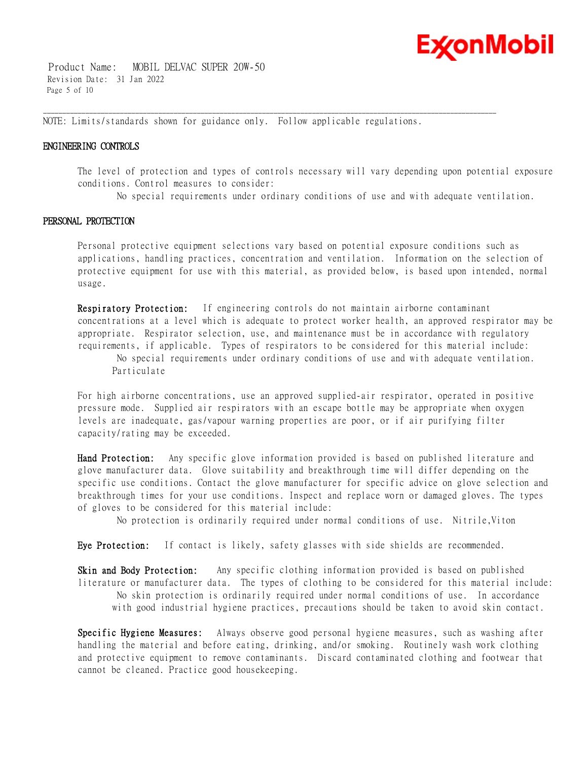NOTE: Limits/standards shown for guidance only. Follow applicable regulations.

## ENGINEERING CONTROLS

The level of protection and types of controls necessary will vary depending upon potential exposure conditions. Control measures to consider:

No special requirements under ordinary conditions of use and with adequate ventilation.

## PERSONAL PROTECTION

Personal protective equipment selections vary based on potential exposure conditions such as applications, handling practices, concentration and ventilation. Information on the selection of protective equipment for use with this material, as provided below, is based upon intended, normal usage.

**Respiratory Protection:** If engineering controls do not maintain airborne contaminant concentrations at a level which is adequate to protect worker health, an approved respirator may be appropriate. Respirator selection, use, and maintenance must be in accordance with regulatory requirements, if applicable. Types of respirators to be considered for this material include:

No special requirements under ordinary conditions of use and with adequate ventilation.
Particulate

For high airborne concentrations, use an approved supplied-air respirator, operated in positive pressure mode. Supplied air respirators with an escape bottle may be appropriate when oxygen levels are inadequate, gas/vapour warning properties are poor, or if air purifying filter capacity/rating may be exceeded.

**Hand Protection:** Any specific glove information provided is based on published literature and glove manufacturer data. Glove suitability and breakthrough time will differ depending on the specific use conditions. Contact the glove manufacturer for specific advice on glove selection and breakthrough times for your use conditions. Inspect and replace worn or damaged gloves. The types of gloves to be considered for this material include:

No protection is ordinarily required under normal conditions of use. Nitrile,Viton

**Eye Protection:** If contact is likely, safety glasses with side shields are recommended.

**Skin and Body Protection:** Any specific clothing information provided is based on published literature or manufacturer data. The types of clothing to be considered for this material include:

No skin protection is ordinarily required under normal conditions of use. In accordance with good industrial hygiene practices, precautions should be taken to avoid skin contact.

**Specific Hygiene Measures:** Always observe good personal hygiene measures, such as washing after handling the material and before eating, drinking, and/or smoking. Routinely wash work clothing and protective equipment to remove contaminants. Discard contaminated clothing and footwear that cannot be cleaned. Practice good housekeeping.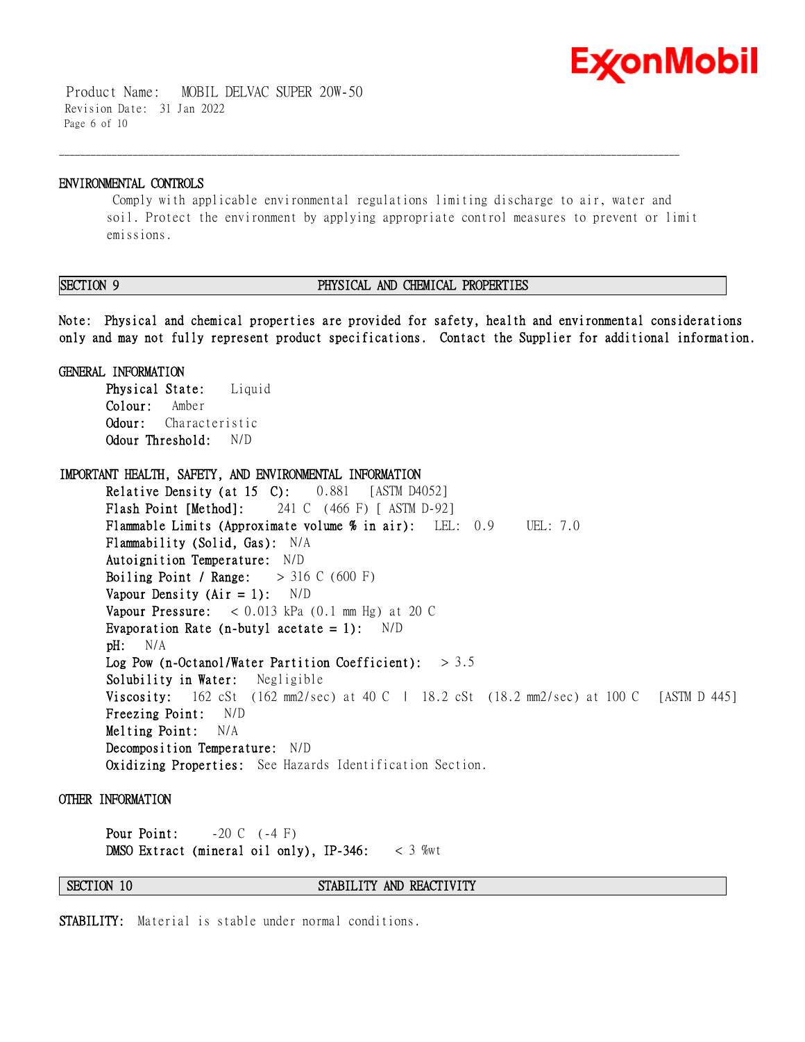### ENVIRONMENTAL CONTROLS

Comply with applicable environmental regulations limiting discharge to air, water and soil. Protect the environment by applying appropriate control measures to prevent or limit emissions.

## SECTION 9 PHYSICAL AND CHEMICAL PROPERTIES

**Note: Physical and chemical properties are provided for safety, health and environmental considerations only and may not fully represent product specifications. Contact the Supplier for additional information.**

### GENERAL INFORMATION

**Physical State:** Liquid
**Colour:** Amber
**Odour:** Characteristic
**Odour Threshold:** N/D

### IMPORTANT HEALTH, SAFETY, AND ENVIRONMENTAL INFORMATION

**Relative Density (at 15 C):** 0.881 [ASTM D4052]
**Flash Point [Method]:** 241 C (466 F) [ ASTM D-92]
**Flammable Limits (Approximate volume % in air):** LEL: 0.9 UEL: 7.0
**Flammability (Solid, Gas):** N/A
**Autoignition Temperature:** N/D
**Boiling Point / Range:** > 316 C (600 F)
**Vapour Density (Air = 1):** N/D
**Vapour Pressure:** < 0.013 kPa (0.1 mm Hg) at 20 C
**Evaporation Rate (n-butyl acetate = 1):** N/D
**pH:** N/A
**Log Pow (n-Octanol/Water Partition Coefficient):** > 3.5
**Solubility in Water:** Negligible
**Viscosity:** 162 cSt (162 mm2/sec) at 40 C | 18.2 cSt (18.2 mm2/sec) at 100 C [ASTM D 445]
**Freezing Point:** N/D
**Melting Point:** N/A
**Decomposition Temperature:** N/D
**Oxidizing Properties:** See Hazards Identification Section.

### OTHER INFORMATION

**Pour Point:** -20 C (-4 F)
**DMSO Extract (mineral oil only), IP-346:** < 3 %wt

## SECTION 10 STABILITY AND REACTIVITY

**STABILITY:** Material is stable under normal conditions.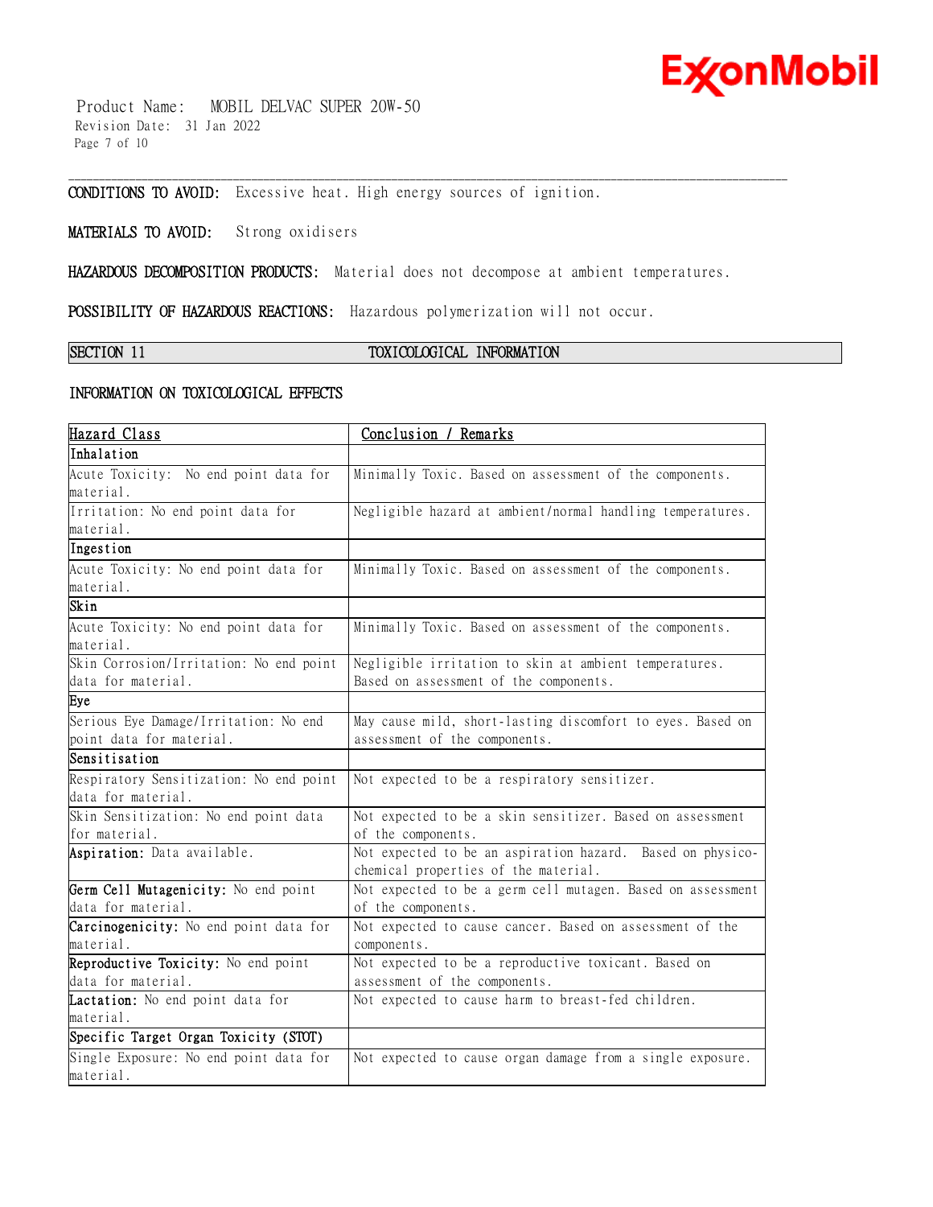**CONDITIONS TO AVOID:** Excessive heat. High energy sources of ignition.

**MATERIALS TO AVOID:** Strong oxidisers

**HAZARDOUS DECOMPOSITION PRODUCTS:** Material does not decompose at ambient temperatures.

**POSSIBILITY OF HAZARDOUS REACTIONS:** Hazardous polymerization will not occur.

## SECTION 11 TOXICOLOGICAL INFORMATION

### INFORMATION ON TOXICOLOGICAL EFFECTS

| Hazard Class | Conclusion / Remarks |
|---|---|
| **Inhalation** | |
| Acute Toxicity: No end point data for material. | Minimally Toxic. Based on assessment of the components. |
| Irritation: No end point data for material. | Negligible hazard at ambient/normal handling temperatures. |
| **Ingestion** | |
| Acute Toxicity: No end point data for material. | Minimally Toxic. Based on assessment of the components. |
| **Skin** | |
| Acute Toxicity: No end point data for material. | Minimally Toxic. Based on assessment of the components. |
| Skin Corrosion/Irritation: No end point data for material. | Negligible irritation to skin at ambient temperatures. Based on assessment of the components. |
| **Eye** | |
| Serious Eye Damage/Irritation: No end point data for material. | May cause mild, short-lasting discomfort to eyes. Based on assessment of the components. |
| **Sensitisation** | |
| Respiratory Sensitization: No end point data for material. | Not expected to be a respiratory sensitizer. |
| Skin Sensitization: No end point data for material. | Not expected to be a skin sensitizer. Based on assessment of the components. |
| **Aspiration:** Data available. | Not expected to be an aspiration hazard. Based on physico-chemical properties of the material. |
| **Germ Cell Mutagenicity:** No end point data for material. | Not expected to be a germ cell mutagen. Based on assessment of the components. |
| **Carcinogenicity:** No end point data for material. | Not expected to cause cancer. Based on assessment of the components. |
| **Reproductive Toxicity:** No end point data for material. | Not expected to be a reproductive toxicant. Based on assessment of the components. |
| **Lactation:** No end point data for material. | Not expected to cause harm to breast-fed children. |
| **Specific Target Organ Toxicity (STOT)** | |
| Single Exposure: No end point data for material. | Not expected to cause organ damage from a single exposure. |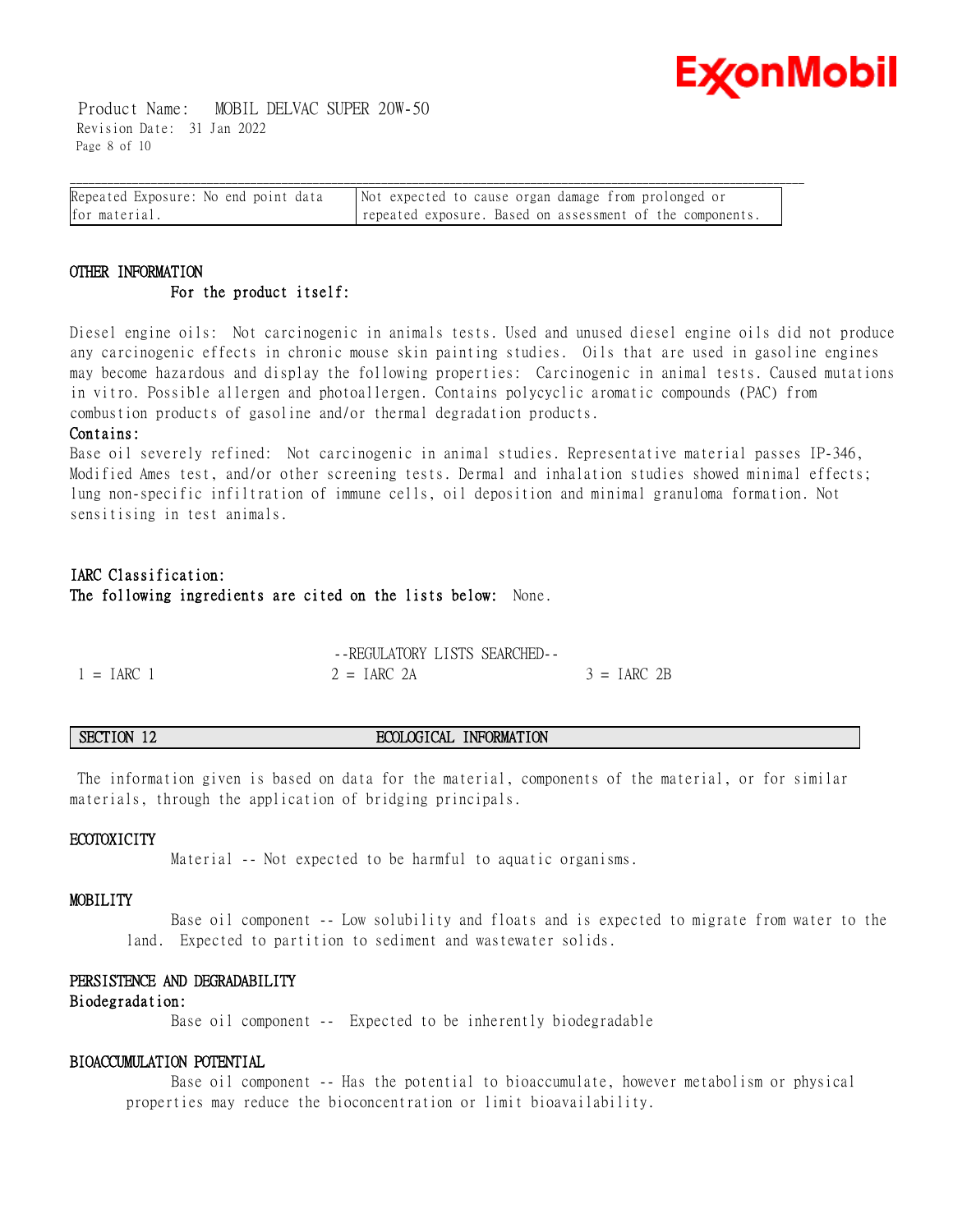| Repeated Exposure: No end point data for material. | Not expected to cause organ damage from prolonged or repeated exposure. Based on assessment of the components. |
|---|---|

### OTHER INFORMATION

**For the product itself:**

Diesel engine oils: Not carcinogenic in animals tests. Used and unused diesel engine oils did not produce any carcinogenic effects in chronic mouse skin painting studies. Oils that are used in gasoline engines may become hazardous and display the following properties: Carcinogenic in animal tests. Caused mutations in vitro. Possible allergen and photoallergen. Contains polycyclic aromatic compounds (PAC) from combustion products of gasoline and/or thermal degradation products.

**Contains:**

Base oil severely refined: Not carcinogenic in animal studies. Representative material passes IP-346, Modified Ames test, and/or other screening tests. Dermal and inhalation studies showed minimal effects; lung non-specific infiltration of immune cells, oil deposition and minimal granuloma formation. Not sensitising in test animals.

**IARC Classification:**

**The following ingredients are cited on the lists below:** None.

--REGULATORY LISTS SEARCHED--

| 1 = IARC 1 | 2 = IARC 2A | 3 = IARC 2B |
|---|---|---|

## SECTION 12 ECOLOGICAL INFORMATION

The information given is based on data for the material, components of the material, or for similar materials, through the application of bridging principals.

### ECOTOXICITY

Material -- Not expected to be harmful to aquatic organisms.

### MOBILITY

Base oil component -- Low solubility and floats and is expected to migrate from water to the land. Expected to partition to sediment and wastewater solids.

### PERSISTENCE AND DEGRADABILITY

**Biodegradation:**

Base oil component -- Expected to be inherently biodegradable

### BIOACCUMULATION POTENTIAL

Base oil component -- Has the potential to bioaccumulate, however metabolism or physical properties may reduce the bioconcentration or limit bioavailability.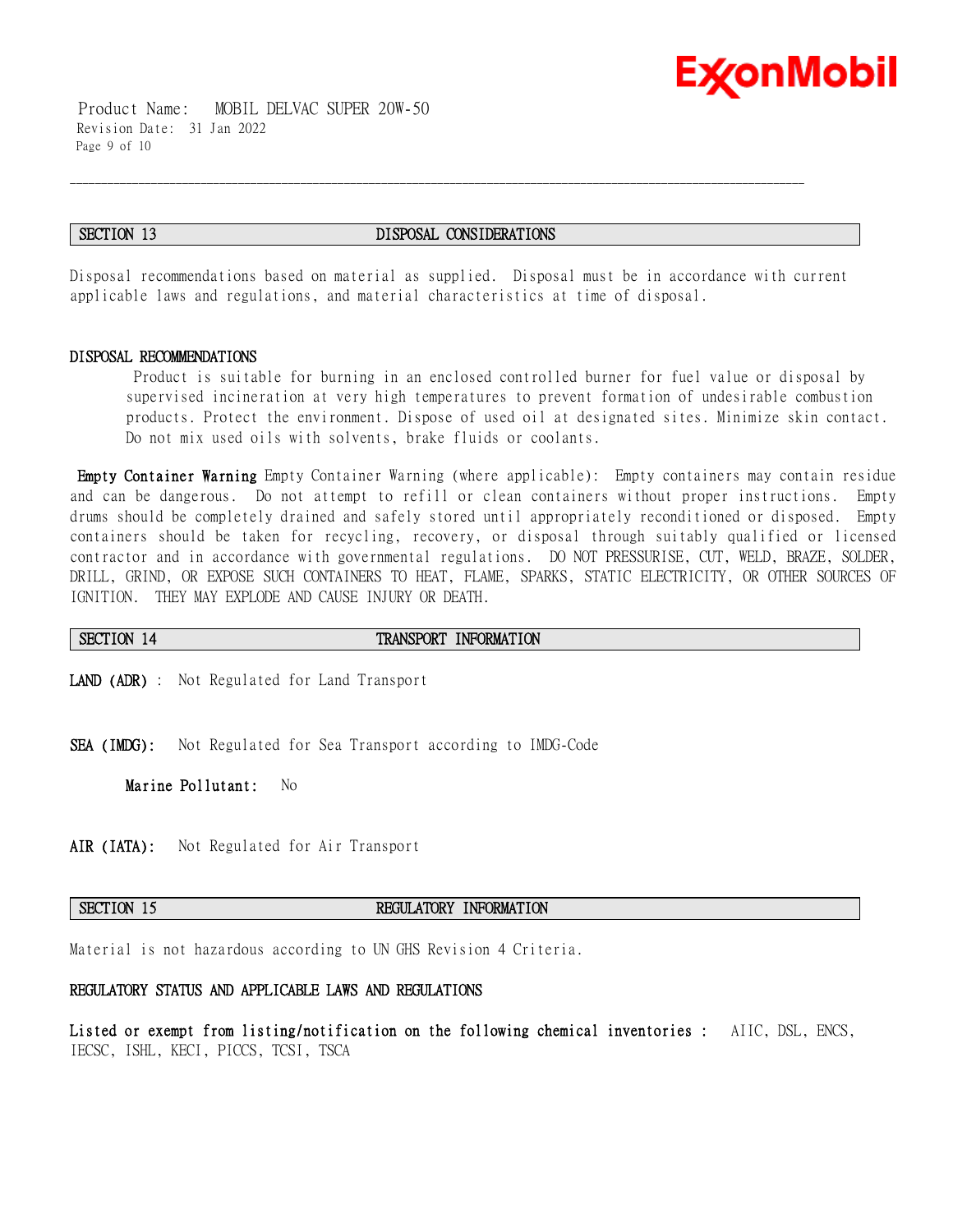## SECTION 13 DISPOSAL CONSIDERATIONS

Disposal recommendations based on material as supplied. Disposal must be in accordance with current applicable laws and regulations, and material characteristics at time of disposal.

### DISPOSAL RECOMMENDATIONS

Product is suitable for burning in an enclosed controlled burner for fuel value or disposal by supervised incineration at very high temperatures to prevent formation of undesirable combustion products. Protect the environment. Dispose of used oil at designated sites. Minimize skin contact. Do not mix used oils with solvents, brake fluids or coolants.

**Empty Container Warning** Empty Container Warning (where applicable): Empty containers may contain residue and can be dangerous. Do not attempt to refill or clean containers without proper instructions. Empty drums should be completely drained and safely stored until appropriately reconditioned or disposed. Empty containers should be taken for recycling, recovery, or disposal through suitably qualified or licensed contractor and in accordance with governmental regulations. DO NOT PRESSURISE, CUT, WELD, BRAZE, SOLDER, DRILL, GRIND, OR EXPOSE SUCH CONTAINERS TO HEAT, FLAME, SPARKS, STATIC ELECTRICITY, OR OTHER SOURCES OF IGNITION. THEY MAY EXPLODE AND CAUSE INJURY OR DEATH.

## SECTION 14 TRANSPORT INFORMATION

**LAND (ADR)** : Not Regulated for Land Transport

**SEA (IMDG):** Not Regulated for Sea Transport according to IMDG-Code

**Marine Pollutant:** No

**AIR (IATA):** Not Regulated for Air Transport

## SECTION 15 REGULATORY INFORMATION

Material is not hazardous according to UN GHS Revision 4 Criteria.

### REGULATORY STATUS AND APPLICABLE LAWS AND REGULATIONS

**Listed or exempt from listing/notification on the following chemical inventories :** AIIC, DSL, ENCS, IECSC, ISHL, KECI, PICCS, TCSI, TSCA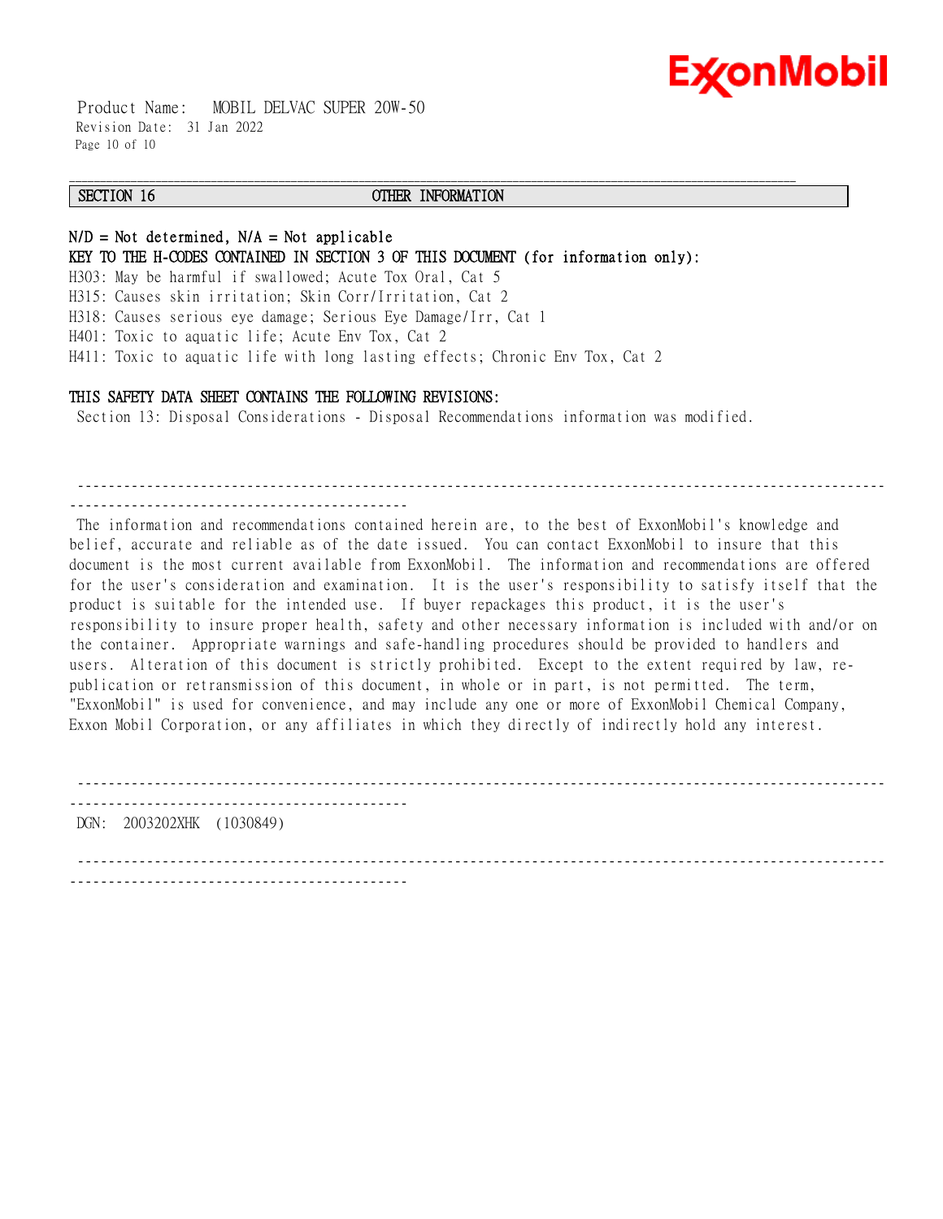## SECTION 16 OTHER INFORMATION

**N/D = Not determined, N/A = Not applicable**

**KEY TO THE H-CODES CONTAINED IN SECTION 3 OF THIS DOCUMENT (for information only):**

H303: May be harmful if swallowed; Acute Tox Oral, Cat 5
H315: Causes skin irritation; Skin Corr/Irritation, Cat 2
H318: Causes serious eye damage; Serious Eye Damage/Irr, Cat 1
H401: Toxic to aquatic life; Acute Env Tox, Cat 2
H411: Toxic to aquatic life with long lasting effects; Chronic Env Tox, Cat 2

**THIS SAFETY DATA SHEET CONTAINS THE FOLLOWING REVISIONS:**

Section 13: Disposal Considerations - Disposal Recommendations information was modified.

---

The information and recommendations contained herein are, to the best of ExxonMobil's knowledge and belief, accurate and reliable as of the date issued. You can contact ExxonMobil to insure that this document is the most current available from ExxonMobil. The information and recommendations are offered for the user's consideration and examination. It is the user's responsibility to satisfy itself that the product is suitable for the intended use. If buyer repackages this product, it is the user's responsibility to insure proper health, safety and other necessary information is included with and/or on the container. Appropriate warnings and safe-handling procedures should be provided to handlers and users. Alteration of this document is strictly prohibited. Except to the extent required by law, re-publication or retransmission of this document, in whole or in part, is not permitted. The term, "ExxonMobil" is used for convenience, and may include any one or more of ExxonMobil Chemical Company, Exxon Mobil Corporation, or any affiliates in which they directly of indirectly hold any interest.

---

DGN: 2003202XHK (1030849)

---